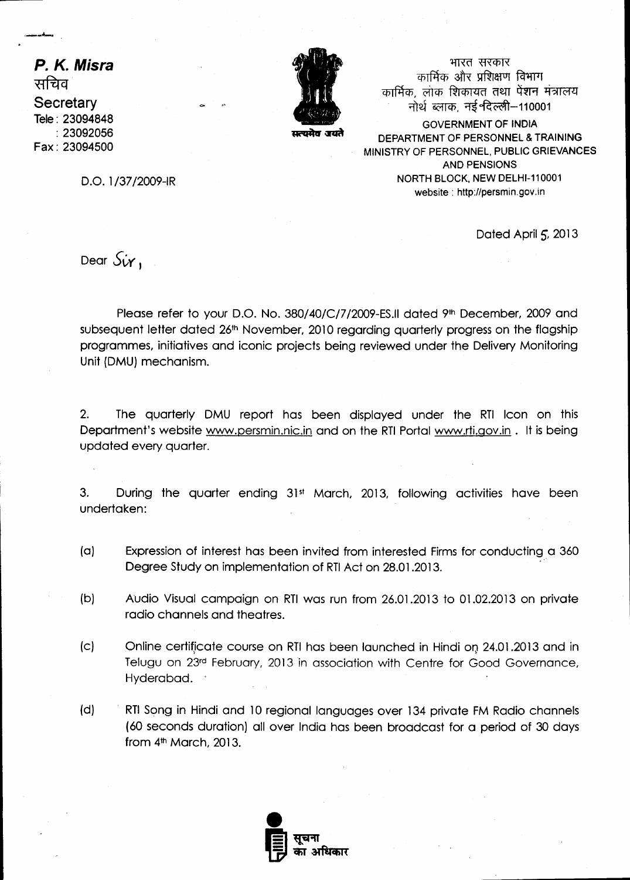**P. K. Misra**
सचिव
Secretary
Tele : 23094848
: 23092056
Fax : 23094500

सत्यमेव जयते

भारत सरकार
कार्मिक और प्रशिक्षण विभाग
कार्मिक, लोक शिकायत तथा पेंशन मंत्रालय
नोर्थ ब्लाक, नई दिल्ली–110001

GOVERNMENT OF INDIA
DEPARTMENT OF PERSONNEL & TRAINING
MINISTRY OF PERSONNEL, PUBLIC GRIEVANCES AND PENSIONS
NORTH BLOCK, NEW DELHI-110001
website : http://persmin.gov.in

D.O. 1/37/2009-IR

Dated April 5, 2013

Dear Sir,

Please refer to your D.O. No. 380/40/C/7/2009-ES.II dated 9th December, 2009 and subsequent letter dated 26th November, 2010 regarding quarterly progress on the flagship programmes, initiatives and iconic projects being reviewed under the Delivery Monitoring Unit (DMU) mechanism.

2. The quarterly DMU report has been displayed under the RTI Icon on this Department's website www.persmin.nic.in and on the RTI Portal www.rti.gov.in . It is being updated every quarter.

3. During the quarter ending 31st March, 2013, following activities have been undertaken:

(a) Expression of interest has been invited from interested Firms for conducting a 360 Degree Study on implementation of RTI Act on 28.01.2013.

(b) Audio Visual campaign on RTI was run from 26.01.2013 to 01.02.2013 on private radio channels and theatres.

(c) Online certificate course on RTI has been launched in Hindi on 24.01.2013 and in Telugu on 23rd February, 2013 in association with Centre for Good Governance, Hyderabad.

(d) RTI Song in Hindi and 10 regional languages over 134 private FM Radio channels (60 seconds duration) all over India has been broadcast for a period of 30 days from 4th March, 2013.

सूचना का अधिकार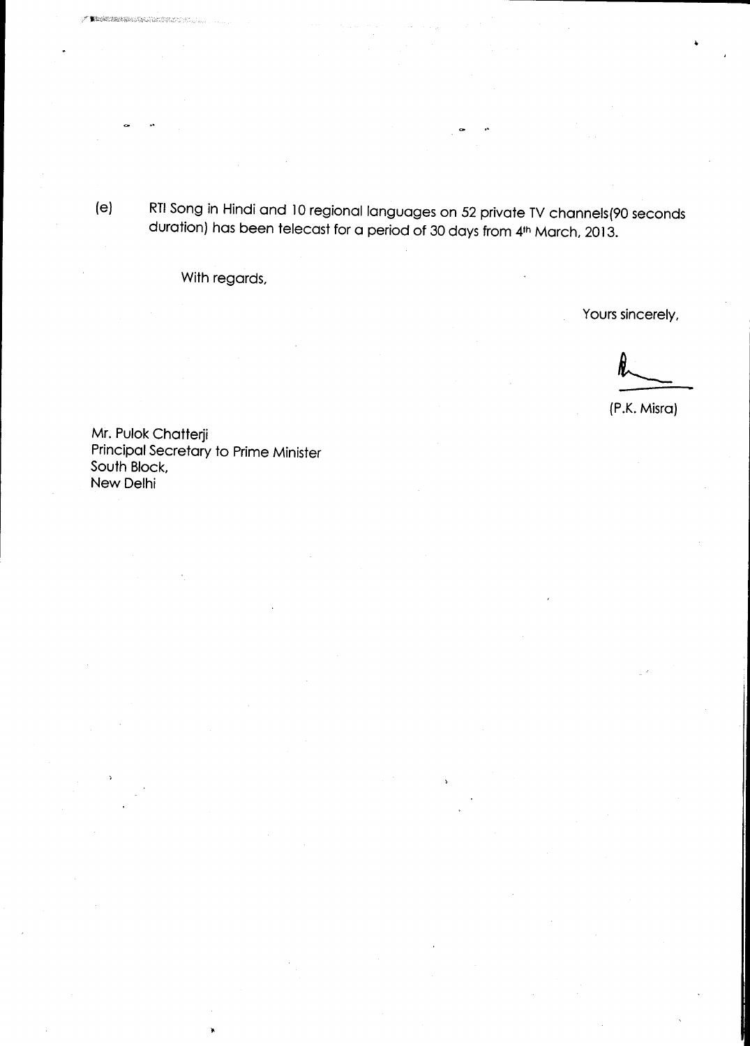(e) RTI Song in Hindi and 10 regional languages on 52 private TV channels(90 seconds duration) has been telecast for a period of 30 days from 4th March, 2013.

With regards,

Yours sincerely,

(P.K. Misra)

Mr. Pulok Chatterji
Principal Secretary to Prime Minister
South Block,
New Delhi